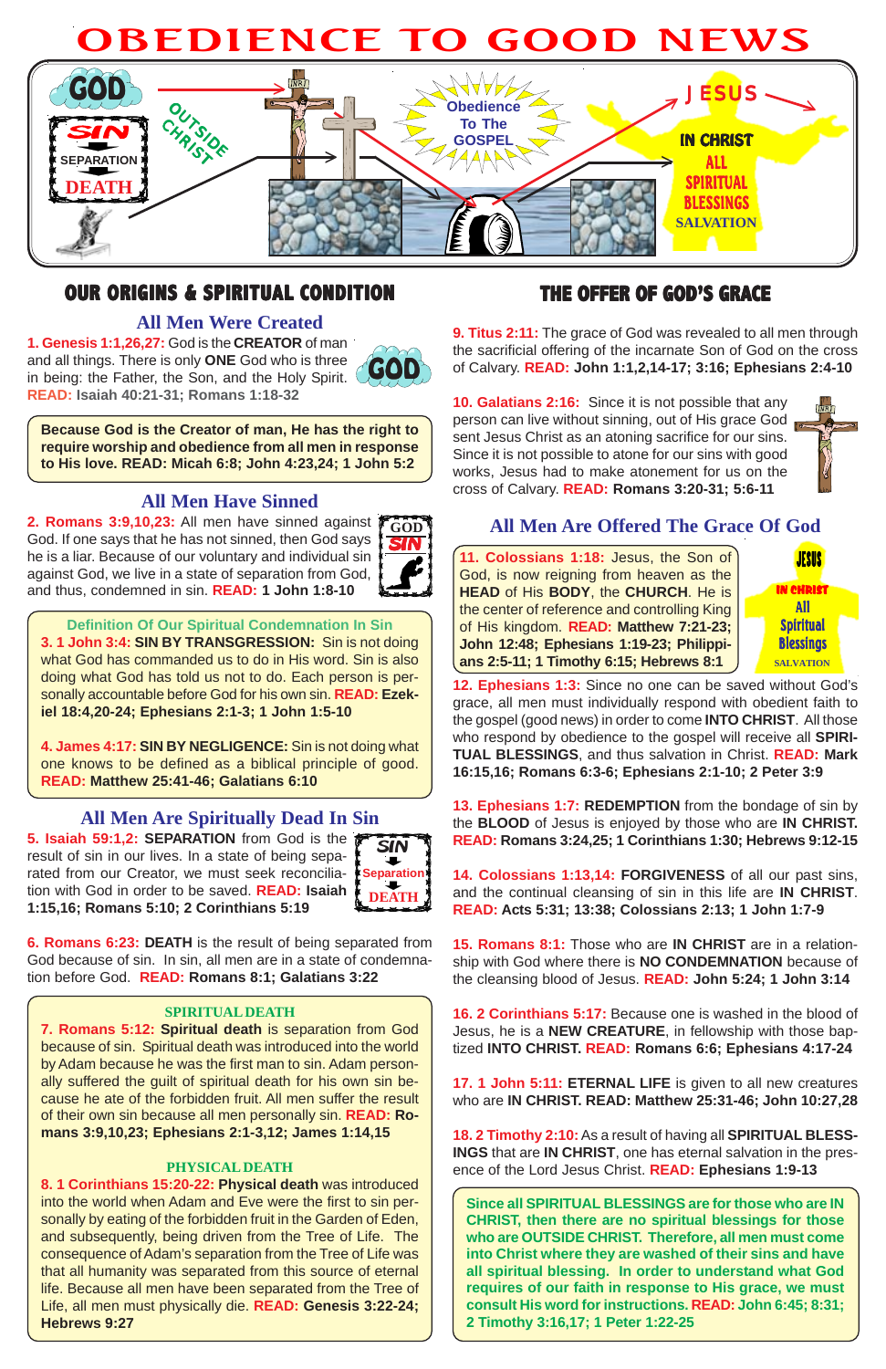# OBEDIENCE TO GOOD NEWS

GOD

SIN

SEPARATION

DEATH

OUTSIDE CHRIST

Obedience To The GOSPEL

JESUS

IN CHRIST

ALL SPIRITUAL BLESSINGS

SALVATION

## OUR ORIGINS & SPIRITUAL CONDITION

### All Men Were Created

**1. Genesis 1:1,26,27:** God is the **CREATOR** of man and all things. There is only **ONE** God who is three in being: the Father, the Son, and the Holy Spirit. **READ: Isaiah 40:21-31; Romans 1:18-32**

**Because God is the Creator of man, He has the right to require worship and obedience from all men in response to His love. READ: Micah 6:8; John 4:23,24; 1 John 5:2**

### All Men Have Sinned

**2. Romans 3:9,10,23:** All men have sinned against God. If one says that he has not sinned, then God says he is a liar. Because of our voluntary and individual sin against God, we live in a state of separation from God, and thus, condemned in sin. **READ: 1 John 1:8-10**

**Definition Of Our Spiritual Condemnation In Sin**

**3. 1 John 3:4: SIN BY TRANSGRESSION:** Sin is not doing what God has commanded us to do in His word. Sin is also doing what God has told us not to do. Each person is personally accountable before God for his own sin. **READ: Ezekiel 18:4,20-24; Ephesians 2:1-3; 1 John 1:5-10**

**4. James 4:17: SIN BY NEGLIGENCE:** Sin is not doing what one knows to be defined as a biblical principle of good. **READ: Matthew 25:41-46; Galatians 6:10**

### All Men Are Spiritually Dead In Sin

**5. Isaiah 59:1,2: SEPARATION** from God is the result of sin in our lives. In a state of being separated from our Creator, we must seek reconciliation with God in order to be saved. **READ: Isaiah 1:15,16; Romans 5:10; 2 Corinthians 5:19**

**6. Romans 6:23: DEATH** is the result of being separated from God because of sin. In sin, all men are in a state of condemnation before God. **READ: Romans 8:1; Galatians 3:22**

**SPIRITUAL DEATH**

**7. Romans 5:12: Spiritual death** is separation from God because of sin. Spiritual death was introduced into the world by Adam because he was the first man to sin. Adam personally suffered the guilt of spiritual death for his own sin because he ate of the forbidden fruit. All men suffer the result of their own sin because all men personally sin. **READ: Romans 3:9,10,23; Ephesians 2:1-3,12; James 1:14,15**

**PHYSICAL DEATH**

**8. 1 Corinthians 15:20-22: Physical death** was introduced into the world when Adam and Eve were the first to sin personally by eating of the forbidden fruit in the Garden of Eden, and subsequently, being driven from the Tree of Life. The consequence of Adam's separation from the Tree of Life was that all humanity was separated from this source of eternal life. Because all men have been separated from the Tree of Life, all men must physically die. **READ: Genesis 3:22-24; Hebrews 9:27**

## THE OFFER OF GOD'S GRACE

**9. Titus 2:11:** The grace of God was revealed to all men through the sacrificial offering of the incarnate Son of God on the cross of Calvary. **READ: John 1:1,2,14-17; 3:16; Ephesians 2:4-10**

**10. Galatians 2:16:** Since it is not possible that any person can live without sinning, out of His grace God sent Jesus Christ as an atoning sacrifice for our sins. Since it is not possible to atone for our sins with good works, Jesus had to make atonement for us on the cross of Calvary. **READ: Romans 3:20-31; 5:6-11**

### All Men Are Offered The Grace Of God

**11. Colossians 1:18:** Jesus, the Son of God, is now reigning from heaven as the **HEAD** of His **BODY**, the **CHURCH**. He is the center of reference and controlling King of His kingdom. **READ: Matthew 7:21-23; John 12:48; Ephesians 1:19-23; Philippians 2:5-11; 1 Timothy 6:15; Hebrews 8:1**

**12. Ephesians 1:3:** Since no one can be saved without God's grace, all men must individually respond with obedient faith to the gospel (good news) in order to come **INTO CHRIST**. All those who respond by obedience to the gospel will receive all **SPIRITUAL BLESSINGS**, and thus salvation in Christ. **READ: Mark 16:15,16; Romans 6:3-6; Ephesians 2:1-10; 2 Peter 3:9**

**13. Ephesians 1:7: REDEMPTION** from the bondage of sin by the **BLOOD** of Jesus is enjoyed by those who are **IN CHRIST. READ: Romans 3:24,25; 1 Corinthians 1:30; Hebrews 9:12-15**

**14. Colossians 1:13,14: FORGIVENESS** of all our past sins, and the continual cleansing of sin in this life are **IN CHRIST. READ: Acts 5:31; 13:38; Colossians 2:13; 1 John 1:7-9**

**15. Romans 8:1:** Those who are **IN CHRIST** are in a relationship with God where there is **NO CONDEMNATION** because of the cleansing blood of Jesus. **READ: John 5:24; 1 John 3:14**

**16. 2 Corinthians 5:17:** Because one is washed in the blood of Jesus, he is a **NEW CREATURE**, in fellowship with those baptized **INTO CHRIST. READ: Romans 6:6; Ephesians 4:17-24**

**17. 1 John 5:11: ETERNAL LIFE** is given to all new creatures who are **IN CHRIST. READ: Matthew 25:31-46; John 10:27,28**

**18. 2 Timothy 2:10:** As a result of having all **SPIRITUAL BLESSINGS** that are **IN CHRIST**, one has eternal salvation in the presence of the Lord Jesus Christ. **READ: Ephesians 1:9-13**

**Since all SPIRITUAL BLESSINGS are for those who are IN CHRIST, then there are no spiritual blessings for those who are OUTSIDE CHRIST. Therefore, all men must come into Christ where they are washed of their sins and have all spiritual blessing. In order to understand what God requires of our faith in response to His grace, we must consult His word for instructions. READ: John 6:45; 8:31; 2 Timothy 3:16,17; 1 Peter 1:22-25**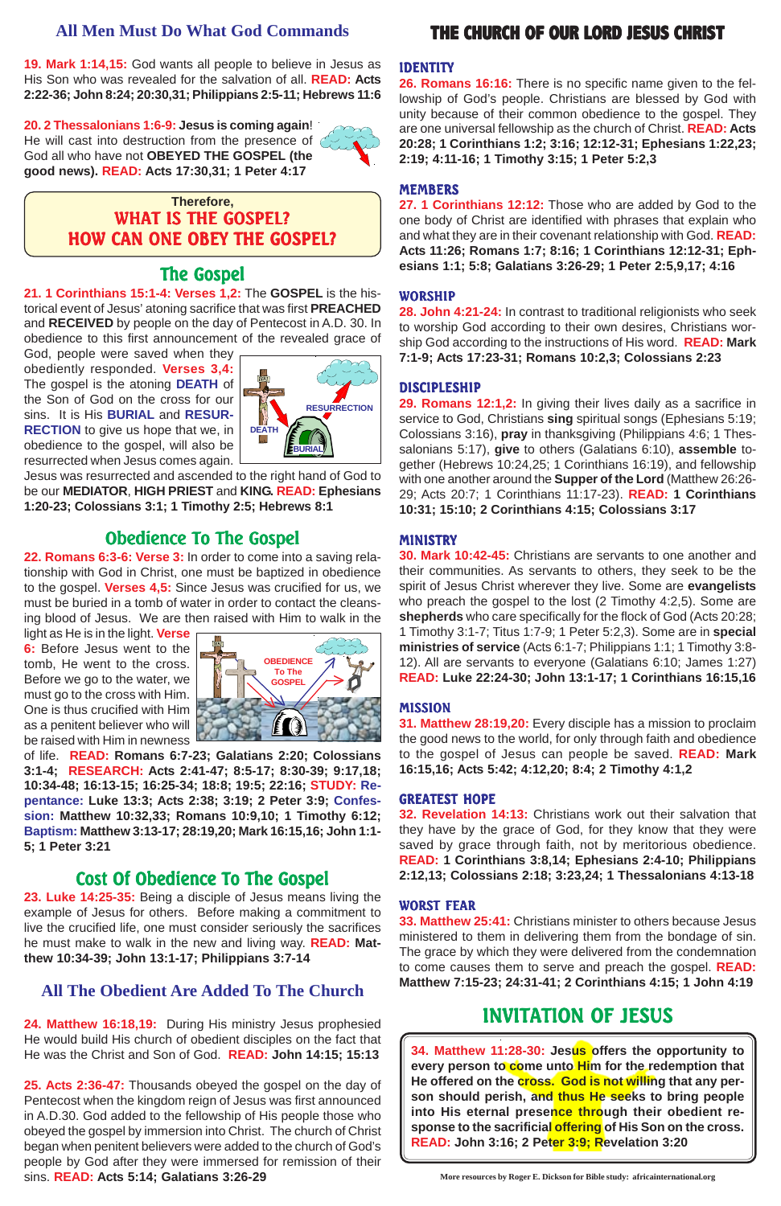## All Men Must Do What God Commands

**19. Mark 1:14,15:** God wants all people to believe in Jesus as His Son who was revealed for the salvation of all. **READ: Acts 2:22-36; John 8:24; 20:30,31; Philippians 2:5-11; Hebrews 11:6**

**20. 2 Thessalonians 1:6-9: Jesus is coming again!** He will cast into destruction from the presence of God all who have not **OBEYED THE GOSPEL (the good news). READ: Acts 17:30,31; 1 Peter 4:17**

Therefore,
**WHAT IS THE GOSPEL?**
**HOW CAN ONE OBEY THE GOSPEL?**

## The Gospel

**21. 1 Corinthians 15:1-4: Verses 1,2:** The **GOSPEL** is the historical event of Jesus' atoning sacrifice that was first **PREACHED** and **RECEIVED** by people on the day of Pentecost in A.D. 30. In obedience to this first announcement of the revealed grace of God, people were saved when they obediently responded. **Verses 3,4:** The gospel is the atoning **DEATH** of the Son of God on the cross for our sins. It is His **BURIAL** and **RESURRECTION** to give us hope that we, in obedience to the gospel, will also be resurrected when Jesus comes again. Jesus was resurrected and ascended to the right hand of God to be our **MEDIATOR**, **HIGH PRIEST** and **KING**. **READ: Ephesians 1:20-23; Colossians 3:1; 1 Timothy 2:5; Hebrews 8:1**

DEATH
BURIAL
RESURRECTION

## Obedience To The Gospel

**22. Romans 6:3-6: Verse 3:** In order to come into a saving relationship with God in Christ, one must be baptized in obedience to the gospel. **Verses 4,5:** Since Jesus was crucified for us, we must be buried in a tomb of water in order to contact the cleansing blood of Jesus. We are then raised with Him to walk in the light as He is in the light. **Verse 6:** Before Jesus went to the tomb, He went to the cross. Before we go to the water, we must go to the cross with Him. One is thus crucified with Him as a penitent believer who will be raised with Him in newness of life. **READ: Romans 6:7-23; Galatians 2:20; Colossians 3:1-4; RESEARCH: Acts 2:41-47; 8:5-17; 8:30-39; 9:17,18; 10:34-48; 16:13-15; 16:25-34; 18:8; 19:5; 22:16; STUDY: Repentance: Luke 13:3; Acts 2:38; 3:19; 2 Peter 3:9; Confession: Matthew 10:32,33; Romans 10:9,10; 1 Timothy 6:12; Baptism: Matthew 3:13-17; 28:19,20; Mark 16:15,16; John 1:1-5; 1 Peter 3:21**

OBEDIENCE To The GOSPEL

## Cost Of Obedience To The Gospel

**23. Luke 14:25-35:** Being a disciple of Jesus means living the example of Jesus for others. Before making a commitment to live the crucified life, one must consider seriously the sacrifices he must make to walk in the new and living way. **READ: Matthew 10:34-39; John 13:1-17; Philippians 3:7-14**

## All The Obedient Are Added To The Church

**24. Matthew 16:18,19:** During His ministry Jesus prophesied He would build His church of obedient disciples on the fact that He was the Christ and Son of God. **READ: John 14:15; 15:13**

**25. Acts 2:36-47:** Thousands obeyed the gospel on the day of Pentecost when the kingdom reign of Jesus was first announced in A.D.30. God added to the fellowship of His people those who obeyed the gospel by immersion into Christ. The church of Christ began when penitent believers were added to the church of God's people by God after they were immersed for remission of their sins. **READ: Acts 5:14; Galatians 3:26-29**

# THE CHURCH OF OUR LORD JESUS CHRIST

### IDENTITY

**26. Romans 16:16:** There is no specific name given to the fellowship of God's people. Christians are blessed by God with unity because of their common obedience to the gospel. They are one universal fellowship as the church of Christ. **READ: Acts 20:28; 1 Corinthians 1:2; 3:16; 12:12-31; Ephesians 1:22,23; 2:19; 4:11-16; 1 Timothy 3:15; 1 Peter 5:2,3**

### MEMBERS

**27. 1 Corinthians 12:12:** Those who are added by God to the one body of Christ are identified with phrases that explain who and what they are in their covenant relationship with God. **READ: Acts 11:26; Romans 1:7; 8:16; 1 Corinthians 12:12-31; Ephesians 1:1; 5:8; Galatians 3:26-29; 1 Peter 2:5,9,17; 4:16**

### WORSHIP

**28. John 4:21-24:** In contrast to traditional religionists who seek to worship God according to their own desires, Christians worship God according to the instructions of His word. **READ: Mark 7:1-9; Acts 17:23-31; Romans 10:2,3; Colossians 2:23**

### DISCIPLESHIP

**29. Romans 12:1,2:** In giving their lives daily as a sacrifice in service to God, Christians **sing** spiritual songs (Ephesians 5:19; Colossians 3:16), **pray** in thanksgiving (Philippians 4:6; 1 Thessalonians 5:17), **give** to others (Galatians 6:10), **assemble** together (Hebrews 10:24,25; 1 Corinthians 16:19), and fellowship with one another around the **Supper of the Lord** (Matthew 26:26-29; Acts 20:7; 1 Corinthians 11:17-23). **READ: 1 Corinthians 10:31; 15:10; 2 Corinthians 4:15; Colossians 3:17**

### MINISTRY

**30. Mark 10:42-45:** Christians are servants to one another and their communities. As servants to others, they seek to be the spirit of Jesus Christ wherever they live. Some are **evangelists** who preach the gospel to the lost (2 Timothy 4:2,5). Some are **shepherds** who care specifically for the flock of God (Acts 20:28; 1 Timothy 3:1-7; Titus 1:7-9; 1 Peter 5:2,3). Some are **special ministries of service** (Acts 6:1-7; Philippians 1:1; 1 Timothy 3:8-12). All are servants to everyone (Galatians 6:10; James 1:27) **READ: Luke 22:24-30; John 13:1-17; 1 Corinthians 16:15,16**

### MISSION

**31. Matthew 28:19,20:** Every disciple has a mission to proclaim the good news to the world, for only through faith and obedience to the gospel of Jesus can people be saved. **READ: Mark 16:15,16; Acts 5:42; 4:12,20; 8:4; 2 Timothy 4:1,2**

### GREATEST HOPE

**32. Revelation 14:13:** Christians work out their salvation that they have by the grace of God, for they know that they were saved by grace through faith, not by meritorious obedience. **READ: 1 Corinthians 3:8,14; Ephesians 2:4-10; Philippians 2:12,13; Colossians 2:18; 3:23,24; 1 Thessalonians 4:13-18**

### WORST FEAR

**33. Matthew 25:41:** Christians minister to others because Jesus ministered to them in delivering them from the bondage of sin. The grace by which they were delivered from the condemnation to come causes them to serve and preach the gospel. **READ: Matthew 7:15-23; 24:31-41; 2 Corinthians 4:15; 1 John 4:19**

## INVITATION OF JESUS

**34. Matthew 11:28-30: Jesus offers the opportunity to every person to come unto Him for the redemption that He offered on the cross. God is not willing that any person should perish, and thus He seeks to bring people into His eternal presence through their obedient response to the sacrificial offering of His Son on the cross. READ: John 3:16; 2 Peter 3:9; Revelation 3:20**

More resources by Roger E. Dickson for Bible study: africainternational.org